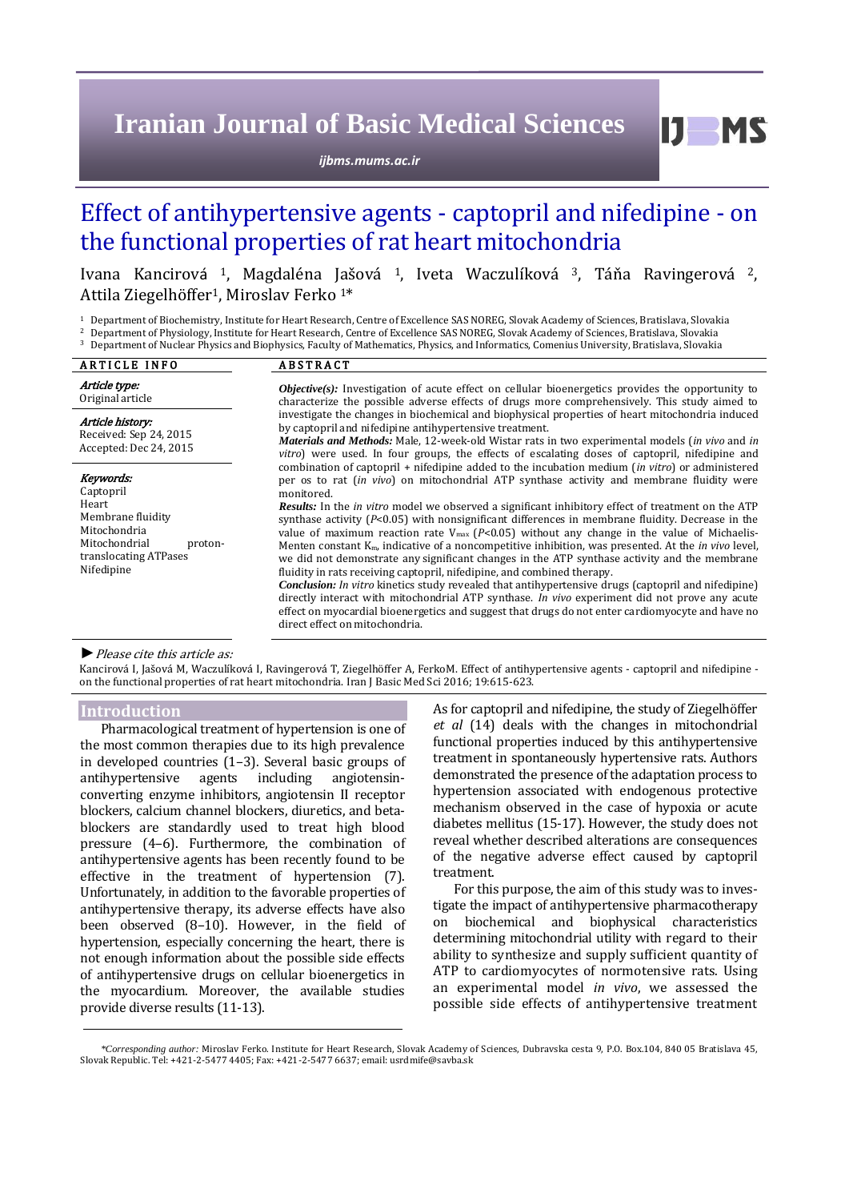# Effect of antihypertensive agents - captopril and nifedipine - on the functional properties of rat heart mitochondria

Ivana Kancirová [1], Magdaléna Jašová [1], Iveta Waczulíková [3], Táňa Ravingerová [2], Attila Ziegelhöffer[1], Miroslav Ferko [1]*

[1] Department of Biochemistry, Institute for Heart Research, Centre of Excellence SAS NOREG, Slovak Academy of Sciences, Bratislava, Slovakia
[2] Department of Physiology, Institute for Heart Research, Centre of Excellence SAS NOREG, Slovak Academy of Sciences, Bratislava, Slovakia
[3] Department of Nuclear Physics and Biophysics, Faculty of Mathematics, Physics, and Informatics, Comenius University, Bratislava, Slovakia

## ARTICLE INFO

*Article type:*
Original article

*Article history:*
Received: Sep 24, 2015
Accepted: Dec 24, 2015

*Keywords:*
Captopril
Heart
Membrane fluidity
Mitochondria
Mitochondrial proton-translocating ATPases
Nifedipine

## ABSTRACT

***Objective(s):*** Investigation of acute effect on cellular bioenergetics provides the opportunity to characterize the possible adverse effects of drugs more comprehensively. This study aimed to investigate the changes in biochemical and biophysical properties of heart mitochondria induced by captopril and nifedipine antihypertensive treatment.

***Materials and Methods:*** Male, 12-week-old Wistar rats in two experimental models (*in vivo* and *in vitro*) were used. In four groups, the effects of escalating doses of captopril, nifedipine and combination of captopril + nifedipine added to the incubation medium (*in vitro*) or administered per os to rat (*in vivo*) on mitochondrial ATP synthase activity and membrane fluidity were monitored.

***Results:*** In the *in vitro* model we observed a significant inhibitory effect of treatment on the ATP synthase activity ($P<0.05$) with nonsignificant differences in membrane fluidity. Decrease in the value of maximum reaction rate $V_{max}$ ($P<0.05$) without any change in the value of Michaelis-Menten constant $K_m$, indicative of a noncompetitive inhibition, was presented. At the *in vivo* level, we did not demonstrate any significant changes in the ATP synthase activity and the membrane fluidity in rats receiving captopril, nifedipine, and combined therapy.

***Conclusion:*** *In vitro* kinetics study revealed that antihypertensive drugs (captopril and nifedipine) directly interact with mitochondrial ATP synthase. *In vivo* experiment did not prove any acute effect on myocardial bioenergetics and suggest that drugs do not enter cardiomyocyte and have no direct effect on mitochondria.

► *Please cite this article as:*

Kancirová I, Jašová M, Waczulíková I, Ravingerová T, Ziegelhöffer A, FerkoM. Effect of antihypertensive agents - captopril and nifedipine - on the functional properties of rat heart mitochondria. Iran J Basic Med Sci 2016; 19:615-623.

## Introduction

Pharmacological treatment of hypertension is one of the most common therapies due to its high prevalence in developed countries (1–3). Several basic groups of antihypertensive agents including angiotensin-converting enzyme inhibitors, angiotensin II receptor blockers, calcium channel blockers, diuretics, and beta-blockers are standardly used to treat high blood pressure (4–6). Furthermore, the combination of antihypertensive agents has been recently found to be effective in the treatment of hypertension (7). Unfortunately, in addition to the favorable properties of antihypertensive therapy, its adverse effects have also been observed (8–10). However, in the field of hypertension, especially concerning the heart, there is not enough information about the possible side effects of antihypertensive drugs on cellular bioenergetics in the myocardium. Moreover, the available studies provide diverse results (11-13).

As for captopril and nifedipine, the study of Ziegelhöffer *et al* (14) deals with the changes in mitochondrial functional properties induced by this antihypertensive treatment in spontaneously hypertensive rats. Authors demonstrated the presence of the adaptation process to hypertension associated with endogenous protective mechanism observed in the case of hypoxia or acute diabetes mellitus (15-17). However, the study does not reveal whether described alterations are consequences of the negative adverse effect caused by captopril treatment.

For this purpose, the aim of this study was to investigate the impact of antihypertensive pharmacotherapy on biochemical and biophysical characteristics determining mitochondrial utility with regard to their ability to synthesize and supply sufficient quantity of ATP to cardiomyocytes of normotensive rats. Using an experimental model *in vivo*, we assessed the possible side effects of antihypertensive treatment

*Corresponding author:* Miroslav Ferko. Institute for Heart Research, Slovak Academy of Sciences, Dubravska cesta 9, P.O. Box.104, 840 05 Bratislava 45, Slovak Republic. Tel: +421-2-5477 4405; Fax: +421-2-5477 6637; email: usrdmife@savba.sk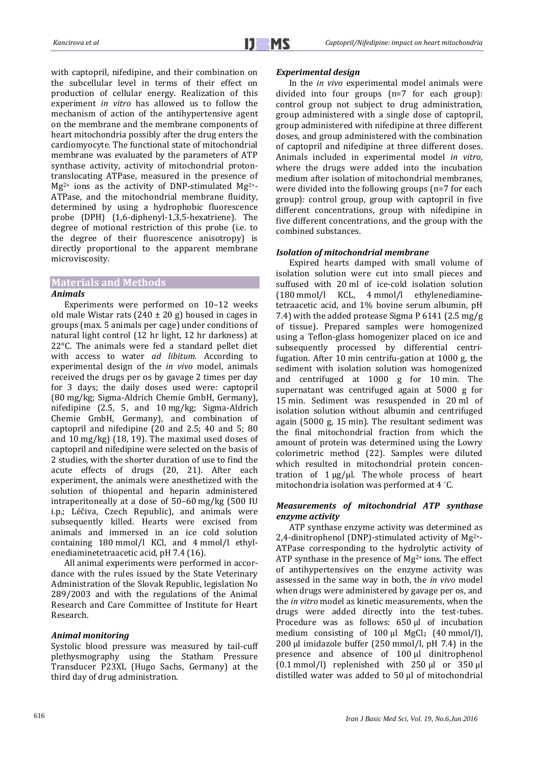with captopril, nifedipine, and their combination on the subcellular level in terms of their effect on production of cellular energy. Realization of this experiment *in vitro* has allowed us to follow the mechanism of action of the antihypertensive agent on the membrane and the membrane components of heart mitochondria possibly after the drug enters the cardiomyocyte. The functional state of mitochondrial membrane was evaluated by the parameters of ATP synthase activity, activity of mitochondrial proton-translocating ATPase, measured in the presence of $Mg^{2+}$ ions as the activity of DNP-stimulated $Mg^{2+}$-ATPase, and the mitochondrial membrane fluidity, determined by using a hydrophobic fluorescence probe (DPH) (1,6-diphenyl-1,3,5-hexatriene). The degree of motional restriction of this probe (i.e. to the degree of their fluorescence anisotropy) is directly proportional to the apparent membrane microviscosity.

## Materials and Methods

### *Animals*

Experiments were performed on 10–12 weeks old male Wistar rats (240 ± 20 g) housed in cages in groups (max. 5 animals per cage) under conditions of natural light control (12 hr light, 12 hr darkness) at 22°C. The animals were fed a standard pellet diet with access to water *ad libitum*. According to experimental design of the *in vivo* model, animals received the drugs per os by gavage 2 times per day for 3 days; the daily doses used were: captopril (80 mg/kg; Sigma-Aldrich Chemie GmbH, Germany), nifedipine (2.5, 5, and 10 mg/kg; Sigma-Aldrich Chemie GmbH, Germany), and combination of captopril and nifedipine (20 and 2.5; 40 and 5; 80 and 10 mg/kg) (18, 19). The maximal used doses of captopril and nifedipine were selected on the basis of 2 studies, with the shorter duration of use to find the acute effects of drugs (20, 21). After each experiment, the animals were anesthetized with the solution of thiopental and heparin administered intraperitoneally at a dose of 50–60 mg/kg (500 IU i.p.; Léčiva, Czech Republic), and animals were subsequently killed. Hearts were excised from animals and immersed in an ice cold solution containing 180 mmol/l KCl, and 4 mmol/l ethylenediaminetetraacetic acid, pH 7.4 (16).

All animal experiments were performed in accordance with the rules issued by the State Veterinary Administration of the Slovak Republic, legislation No 289/2003 and with the regulations of the Animal Research and Care Committee of Institute for Heart Research.

### *Animal monitoring*

Systolic blood pressure was measured by tail-cuff plethysmography using the Statham Pressure Transducer P23XL (Hugo Sachs, Germany) at the third day of drug administration.

### *Experimental design*

In the *in vivo* experimental model animals were divided into four groups (n=7 for each group): control group not subject to drug administration, group administered with a single dose of captopril, group administered with nifedipine at three different doses, and group administered with the combination of captopril and nifedipine at three different doses. Animals included in experimental model *in vitro,* where the drugs were added into the incubation medium after isolation of mitochondrial membranes, were divided into the following groups (n=7 for each group): control group, group with captopril in five different concentrations, group with nifedipine in five different concentrations, and the group with the combined substances.

### *Isolation of mitochondrial membrane*

Expired hearts damped with small volume of isolation solution were cut into small pieces and suffused with 20 ml of ice-cold isolation solution (180 mmol/l KCL, 4 mmol/l ethylenediamine-tetraacetic acid, and 1% bovine serum albumin, pH 7.4) with the added protease Sigma P 6141 (2.5 mg/g of tissue). Prepared samples were homogenized using a Teflon-glass homogenizer placed on ice and subsequently processed by differential centrifugation. After 10 min centrifu-gation at 1000 g, the sediment with isolation solution was homogenized and centrifuged at 1000 g for 10 min. The supernatant was centrifuged again at 5000 g for 15 min. Sediment was resuspended in 20 ml of isolation solution without albumin and centrifuged again (5000 g, 15 min). The resultant sediment was the final mitochondrial fraction from which the amount of protein was determined using the Lowry colorimetric method (22). Samples were diluted which resulted in mitochondrial protein concentration of 1 µg/µl. The whole process of heart mitochondria isolation was performed at 4 °C.

### *Measurements of mitochondrial ATP synthase enzyme activity*

ATP synthase enzyme activity was determined as 2,4-dinitrophenol (DNP)-stimulated activity of $Mg^{2+}$-ATPase corresponding to the hydrolytic activity of ATP synthase in the presence of $Mg^{2+}$ ions. The effect of antihypertensives on the enzyme activity was assessed in the same way in both, the *in vivo* model when drugs were administered by gavage per os, and the *in vitro* model as kinetic measurements, when the drugs were added directly into the test-tubes. Procedure was as follows: 650 µl of incubation medium consisting of 100 µl $MgCl_2$ (40 mmol/l), 200 µl imidazole buffer (250 mmol/l, pH 7.4) in the presence and absence of 100 µl dinitrophenol (0.1 mmol/l) replenished with 250 µl or 350 µl distilled water was added to 50 µl of mitochondrial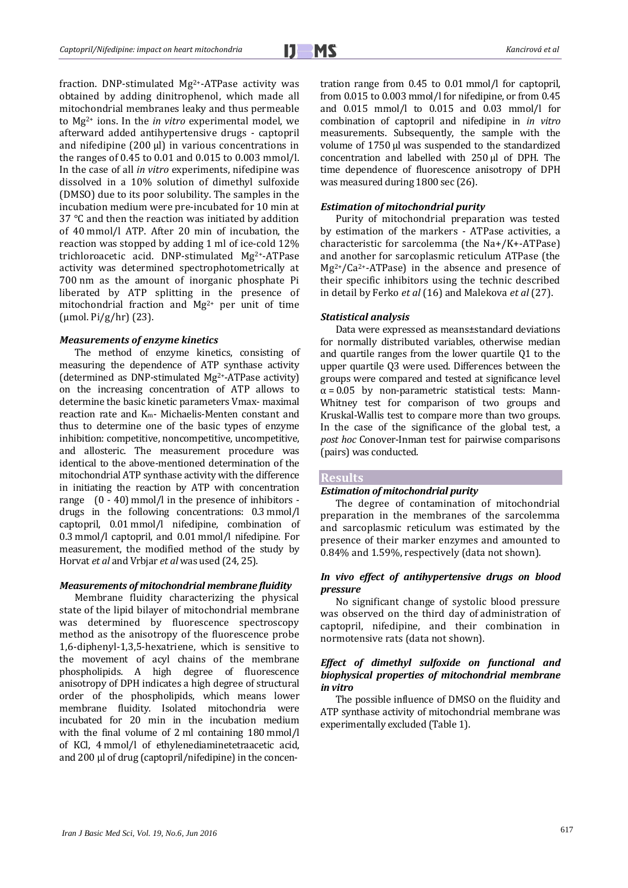fraction. DNP-stimulated $Mg^{2+}$-ATPase activity was obtained by adding dinitrophenol, which made all mitochondrial membranes leaky and thus permeable to $Mg^{2+}$ ions. In the *in vitro* experimental model, we afterward added antihypertensive drugs - captopril and nifedipine (200 µl) in various concentrations in the ranges of 0.45 to 0.01 and 0.015 to 0.003 mmol/l. In the case of all *in vitro* experiments, nifedipine was dissolved in a 10% solution of dimethyl sulfoxide (DMSO) due to its poor solubility. The samples in the incubation medium were pre-incubated for 10 min at 37 °C and then the reaction was initiated by addition of 40 mmol/l ATP. After 20 min of incubation, the reaction was stopped by adding 1 ml of ice-cold 12% trichloroacetic acid. DNP-stimulated $Mg^{2+}$-ATPase activity was determined spectrophotometrically at 700 nm as the amount of inorganic phosphate Pi liberated by ATP splitting in the presence of mitochondrial fraction and $Mg^{2+}$ per unit of time (µmol. Pi/g/hr) (23).

### *Measurements of enzyme kinetics*

The method of enzyme kinetics, consisting of measuring the dependence of ATP synthase activity (determined as DNP-stimulated $Mg^{2+}$-ATPase activity) on the increasing concentration of ATP allows to determine the basic kinetic parameters Vmax- maximal reaction rate and $K_m$- Michaelis-Menten constant and thus to determine one of the basic types of enzyme inhibition: competitive, noncompetitive, uncompetitive, and allosteric. The measurement procedure was identical to the above-mentioned determination of the mitochondrial ATP synthase activity with the difference in initiating the reaction by ATP with concentration range (0 - 40) mmol/l in the presence of inhibitors - drugs in the following concentrations: 0.3 mmol/l captopril, 0.01 mmol/l nifedipine, combination of 0.3 mmol/l captopril, and 0.01 mmol/l nifedipine. For measurement, the modified method of the study by Horvat *et al* and Vrbjar *et al* was used (24, 25).

### *Measurements of mitochondrial membrane fluidity*

Membrane fluidity characterizing the physical state of the lipid bilayer of mitochondrial membrane was determined by fluorescence spectroscopy method as the anisotropy of the fluorescence probe 1,6-diphenyl-1,3,5-hexatriene, which is sensitive to the movement of acyl chains of the membrane phospholipids. A high degree of fluorescence anisotropy of DPH indicates a high degree of structural order of the phospholipids, which means lower membrane fluidity. Isolated mitochondria were incubated for 20 min in the incubation medium with the final volume of 2 ml containing 180 mmol/l of KCl, 4 mmol/l of ethylenediaminetetraacetic acid, and 200 µl of drug (captopril/nifedipine) in the concentration range from 0.45 to 0.01 mmol/l for captopril, from 0.015 to 0.003 mmol/l for nifedipine, or from 0.45 and 0.015 mmol/l to 0.015 and 0.03 mmol/l for combination of captopril and nifedipine in *in vitro* measurements. Subsequently, the sample with the volume of 1750 µl was suspended to the standardized concentration and labelled with 250 µl of DPH. The time dependence of fluorescence anisotropy of DPH was measured during 1800 sec (26).

### *Estimation of mitochondrial purity*

Purity of mitochondrial preparation was tested by estimation of the markers - ATPase activities, a characteristic for sarcolemma (the $Na^+/K^+$-ATPase) and another for sarcoplasmic reticulum ATPase (the $Mg^{2+}/Ca^{2+}$-ATPase) in the absence and presence of their specific inhibitors using the technic described in detail by Ferko *et al* (16) and Malekova *et al* (27).

### *Statistical analysis*

Data were expressed as means±standard deviations for normally distributed variables, otherwise median and quartile ranges from the lower quartile Q1 to the upper quartile Q3 were used. Differences between the groups were compared and tested at significance level $\alpha = 0.05$ by non-parametric statistical tests: Mann-Whitney test for comparison of two groups and Kruskal-Wallis test to compare more than two groups. In the case of the significance of the global test, a *post hoc* Conover-Inman test for pairwise comparisons (pairs) was conducted.

## Results

### *Estimation of mitochondrial purity*

The degree of contamination of mitochondrial preparation in the membranes of the sarcolemma and sarcoplasmic reticulum was estimated by the presence of their marker enzymes and amounted to 0.84% and 1.59%, respectively (data not shown).

### *In vivo effect of antihypertensive drugs on blood pressure*

No significant change of systolic blood pressure was observed on the third day of administration of captopril, nifedipine, and their combination in normotensive rats (data not shown).

### *Effect of dimethyl sulfoxide on functional and biophysical properties of mitochondrial membrane in vitro*

The possible influence of DMSO on the fluidity and ATP synthase activity of mitochondrial membrane was experimentally excluded (Table 1).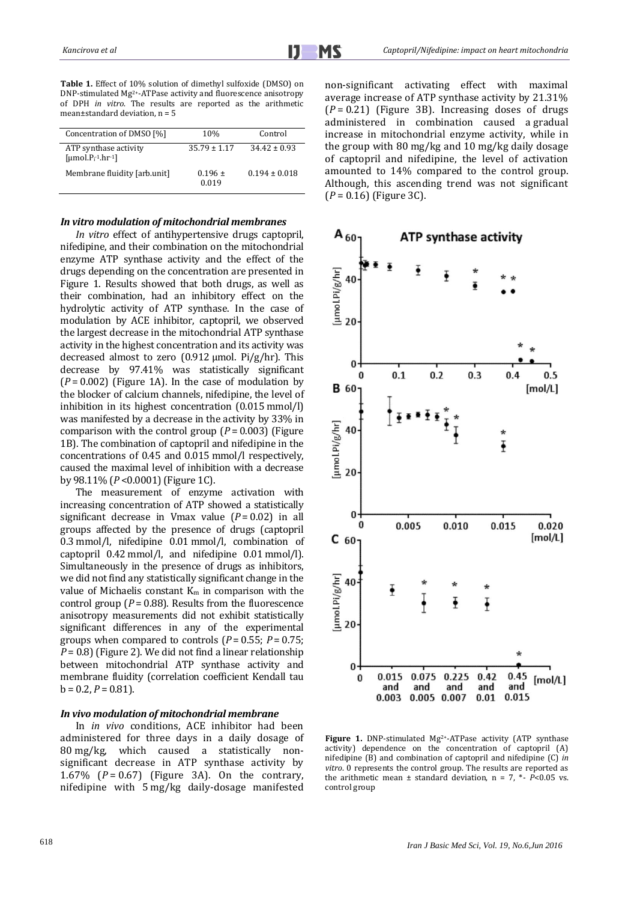**Table 1.** Effect of 10% solution of dimethyl sulfoxide (DMSO) on DNP-stimulated $Mg^{2+}$-ATPase activity and fluorescence anisotropy of DPH *in vitro*. The results are reported as the arithmetic mean±standard deviation, n = 5

| Concentration of DMSO [%] | 10% | Control |
|---|---|---|
| ATP synthase activity [$\mu$mol.$P_i^{-1}$.$hr^{-1}$] | 35.79 ± 1.17 | 34.42 ± 0.93 |
| Membrane fluidity [arb.unit] | 0.196 ± 0.019 | 0.194 ± 0.018 |

### *In vitro modulation of mitochondrial membranes*

*In vitro* effect of antihypertensive drugs captopril, nifedipine, and their combination on the mitochondrial enzyme ATP synthase activity and the effect of the drugs depending on the concentration are presented in Figure 1. Results showed that both drugs, as well as their combination, had an inhibitory effect on the hydrolytic activity of ATP synthase. In the case of modulation by ACE inhibitor, captopril, we observed the largest decrease in the mitochondrial ATP synthase activity in the highest concentration and its activity was decreased almost to zero (0.912 μmol. Pi/g/hr). This decrease by 97.41% was statistically significant ($P = 0.002$) (Figure 1A). In the case of modulation by the blocker of calcium channels, nifedipine, the level of inhibition in its highest concentration (0.015 mmol/l) was manifested by a decrease in the activity by 33% in comparison with the control group ($P = 0.003$) (Figure 1B). The combination of captopril and nifedipine in the concentrations of 0.45 and 0.015 mmol/l respectively, caused the maximal level of inhibition with a decrease by 98.11% ($P < 0.0001$) (Figure 1C).

The measurement of enzyme activation with increasing concentration of ATP showed a statistically significant decrease in Vmax value ($P = 0.02$) in all groups affected by the presence of drugs (captopril 0.3 mmol/l, nifedipine 0.01 mmol/l, combination of captopril 0.42 mmol/l, and nifedipine 0.01 mmol/l). Simultaneously in the presence of drugs as inhibitors, we did not find any statistically significant change in the value of Michaelis constant $K_m$ in comparison with the control group ($P = 0.88$). Results from the fluorescence anisotropy measurements did not exhibit statistically significant differences in any of the experimental groups when compared to controls ($P = 0.55$; $P = 0.75$; $P = 0.8$) (Figure 2). We did not find a linear relationship between mitochondrial ATP synthase activity and membrane fluidity (correlation coefficient Kendall tau b = 0.2, $P = 0.81$).

### *In vivo modulation of mitochondrial membrane*

In *in vivo* conditions, ACE inhibitor had been administered for three days in a daily dosage of 80 mg/kg, which caused a statistically non-significant decrease in ATP synthase activity by 1.67% ($P = 0.67$) (Figure 3A). On the contrary, nifedipine with 5 mg/kg daily-dosage manifested non-significant activating effect with maximal average increase of ATP synthase activity by 21.31% ($P = 0.21$) (Figure 3B). Increasing doses of drugs administered in combination caused a gradual increase in mitochondrial enzyme activity, while in the group with 80 mg/kg and 10 mg/kg daily dosage of captopril and nifedipine, the level of activation amounted to 14% compared to the control group. Although, this ascending trend was not significant ($P = 0.16$) (Figure 3C).

**Figure 1.** DNP-stimulated $Mg^{2+}$-ATPase activity (ATP synthase activity) dependence on the concentration of captopril (A) nifedipine (B) and combination of captopril and nifedipine (C) *in vitro*. 0 represents the control group. The results are reported as the arithmetic mean ± standard deviation, n = 7, *- $P<0.05$ vs. control group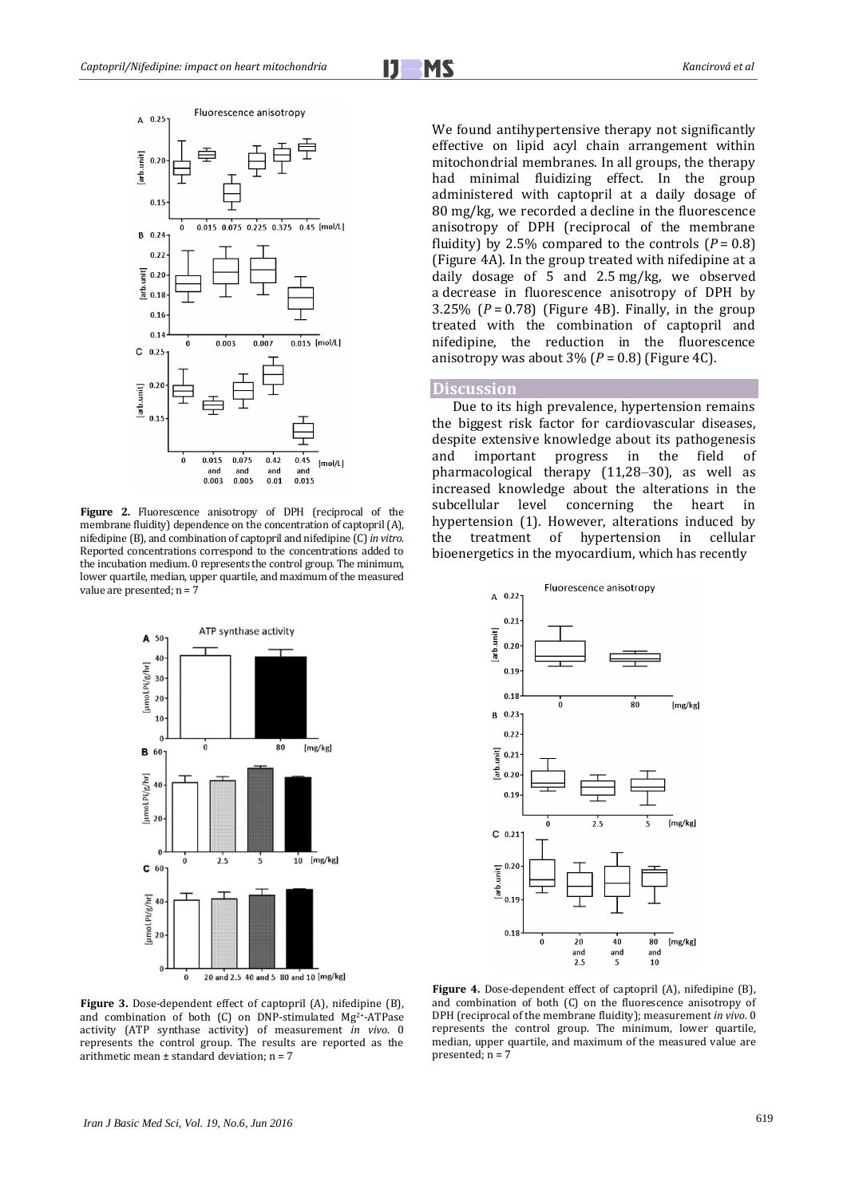Figure 2. Fluorescence anisotropy of DPH (reciprocal of the membrane fluidity) dependence on the concentration of captopril (A), nifedipine (B), and combination of captopril and nifedipine (C) *in vitro*. Reported concentrations correspond to the concentrations added to the incubation medium. 0 represents the control group. The minimum, lower quartile, median, upper quartile, and maximum of the measured value are presented; n = 7

Figure 3. Dose-dependent effect of captopril (A), nifedipine (B), and combination of both (C) on DNP-stimulated $Mg^{2+}$-ATPase activity (ATP synthase activity) of measurement *in vivo*. 0 represents the control group. The results are reported as the arithmetic mean ± standard deviation; n = 7

We found antihypertensive therapy not significantly effective on lipid acyl chain arrangement within mitochondrial membranes. In all groups, the therapy had minimal fluidizing effect. In the group administered with captopril at a daily dosage of 80 mg/kg, we recorded a decline in the fluorescence anisotropy of DPH (reciprocal of the membrane fluidity) by 2.5% compared to the controls ($P$ = 0.8) (Figure 4A). In the group treated with nifedipine at a daily dosage of 5 and 2.5 mg/kg, we observed a decrease in fluorescence anisotropy of DPH by 3.25% ($P$ = 0.78) (Figure 4B). Finally, in the group treated with the combination of captopril and nifedipine, the reduction in the fluorescence anisotropy was about 3% ($P$ = 0.8) (Figure 4C).

## Discussion

Due to its high prevalence, hypertension remains the biggest risk factor for cardiovascular diseases, despite extensive knowledge about its pathogenesis and important progress in the field of pharmacological therapy (11,28–30), as well as increased knowledge about the alterations in the subcellular level concerning the heart in hypertension (1). However, alterations induced by the treatment of hypertension in cellular bioenergetics in the myocardium, which has recently

Figure 4. Dose-dependent effect of captopril (A), nifedipine (B), and combination of both (C) on the fluorescence anisotropy of DPH (reciprocal of the membrane fluidity); measurement *in vivo*. 0 represents the control group. The minimum, lower quartile, median, upper quartile, and maximum of the measured value are presented; n = 7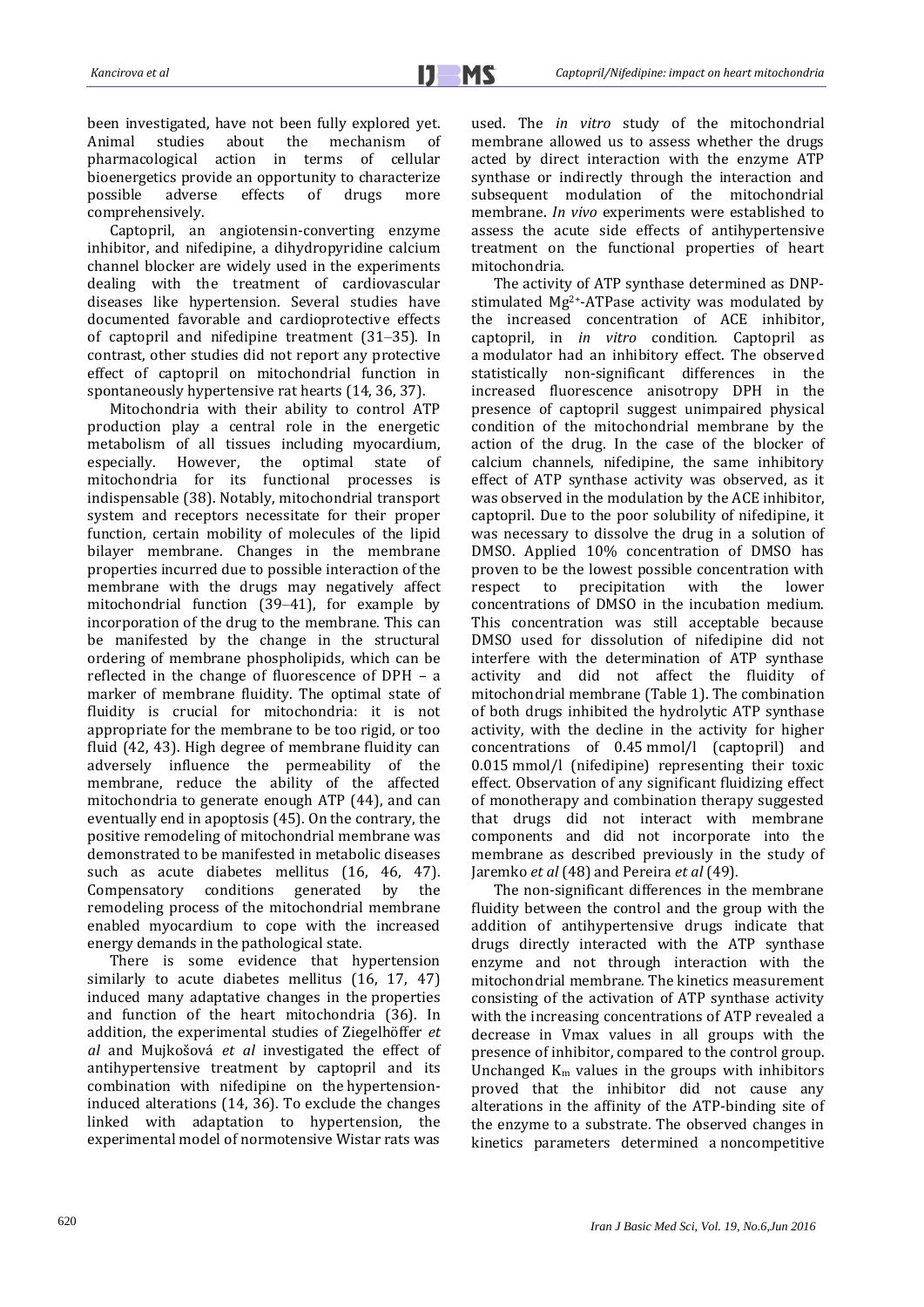been investigated, have not been fully explored yet. Animal studies about the mechanism of pharmacological action in terms of cellular bioenergetics provide an opportunity to characterize possible adverse effects of drugs more comprehensively.

Captopril, an angiotensin-converting enzyme inhibitor, and nifedipine, a dihydropyridine calcium channel blocker are widely used in the experiments dealing with the treatment of cardiovascular diseases like hypertension. Several studies have documented favorable and cardioprotective effects of captopril and nifedipine treatment (31–35). In contrast, other studies did not report any protective effect of captopril on mitochondrial function in spontaneously hypertensive rat hearts (14, 36, 37).

Mitochondria with their ability to control ATP production play a central role in the energetic metabolism of all tissues including myocardium, especially. However, the optimal state of mitochondria for its functional processes is indispensable (38). Notably, mitochondrial transport system and receptors necessitate for their proper function, certain mobility of molecules of the lipid bilayer membrane. Changes in the membrane properties incurred due to possible interaction of the membrane with the drugs may negatively affect mitochondrial function (39–41), for example by incorporation of the drug to the membrane. This can be manifested by the change in the structural ordering of membrane phospholipids, which can be reflected in the change of fluorescence of DPH – a marker of membrane fluidity. The optimal state of fluidity is crucial for mitochondria: it is not appropriate for the membrane to be too rigid, or too fluid (42, 43). High degree of membrane fluidity can adversely influence the permeability of the membrane, reduce the ability of the affected mitochondria to generate enough ATP (44), and can eventually end in apoptosis (45). On the contrary, the positive remodeling of mitochondrial membrane was demonstrated to be manifested in metabolic diseases such as acute diabetes mellitus (16, 46, 47). Compensatory conditions generated by the remodeling process of the mitochondrial membrane enabled myocardium to cope with the increased energy demands in the pathological state.

There is some evidence that hypertension similarly to acute diabetes mellitus (16, 17, 47) induced many adaptative changes in the properties and function of the heart mitochondria (36). In addition, the experimental studies of Ziegelhöffer *et al* and Mujkošová *et al* investigated the effect of antihypertensive treatment by captopril and its combination with nifedipine on the hypertension-induced alterations (14, 36). To exclude the changes linked with adaptation to hypertension, the experimental model of normotensive Wistar rats was used. The *in vitro* study of the mitochondrial membrane allowed us to assess whether the drugs acted by direct interaction with the enzyme ATP synthase or indirectly through the interaction and subsequent modulation of the mitochondrial membrane. *In vivo* experiments were established to assess the acute side effects of antihypertensive treatment on the functional properties of heart mitochondria.

The activity of ATP synthase determined as DNP-stimulated $Mg^{2+}$-ATPase activity was modulated by the increased concentration of ACE inhibitor, captopril, in *in vitro* condition. Captopril as a modulator had an inhibitory effect. The observed statistically non-significant differences in the increased fluorescence anisotropy DPH in the presence of captopril suggest unimpaired physical condition of the mitochondrial membrane by the action of the drug. In the case of the blocker of calcium channels, nifedipine, the same inhibitory effect of ATP synthase activity was observed, as it was observed in the modulation by the ACE inhibitor, captopril. Due to the poor solubility of nifedipine, it was necessary to dissolve the drug in a solution of DMSO. Applied 10% concentration of DMSO has proven to be the lowest possible concentration with respect to precipitation with the lower concentrations of DMSO in the incubation medium. This concentration was still acceptable because DMSO used for dissolution of nifedipine did not interfere with the determination of ATP synthase activity and did not affect the fluidity of mitochondrial membrane (Table 1). The combination of both drugs inhibited the hydrolytic ATP synthase activity, with the decline in the activity for higher concentrations of 0.45 mmol/l (captopril) and 0.015 mmol/l (nifedipine) representing their toxic effect. Observation of any significant fluidizing effect of monotherapy and combination therapy suggested that drugs did not interact with membrane components and did not incorporate into the membrane as described previously in the study of Jaremko *et al* (48) and Pereira *et al* (49).

The non-significant differences in the membrane fluidity between the control and the group with the addition of antihypertensive drugs indicate that drugs directly interacted with the ATP synthase enzyme and not through interaction with the mitochondrial membrane. The kinetics measurement consisting of the activation of ATP synthase activity with the increasing concentrations of ATP revealed a decrease in Vmax values in all groups with the presence of inhibitor, compared to the control group. Unchanged $K_m$ values in the groups with inhibitors proved that the inhibitor did not cause any alterations in the affinity of the ATP-binding site of the enzyme to a substrate. The observed changes in kinetics parameters determined a noncompetitive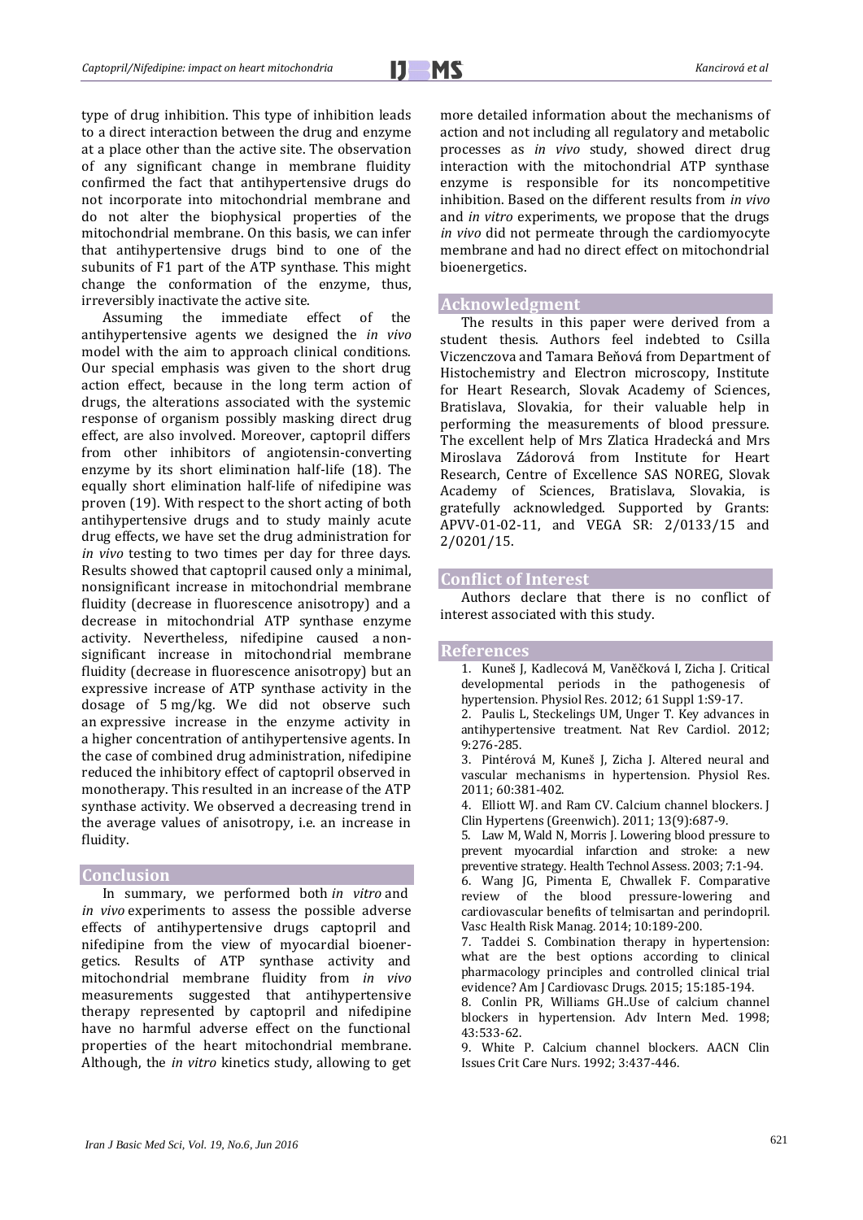type of drug inhibition. This type of inhibition leads to a direct interaction between the drug and enzyme at a place other than the active site. The observation of any significant change in membrane fluidity confirmed the fact that antihypertensive drugs do not incorporate into mitochondrial membrane and do not alter the biophysical properties of the mitochondrial membrane. On this basis, we can infer that antihypertensive drugs bind to one of the subunits of F1 part of the ATP synthase. This might change the conformation of the enzyme, thus, irreversibly inactivate the active site.

Assuming the immediate effect of the antihypertensive agents we designed the *in vivo* model with the aim to approach clinical conditions. Our special emphasis was given to the short drug action effect, because in the long term action of drugs, the alterations associated with the systemic response of organism possibly masking direct drug effect, are also involved. Moreover, captopril differs from other inhibitors of angiotensin-converting enzyme by its short elimination half-life (18). The equally short elimination half-life of nifedipine was proven (19). With respect to the short acting of both antihypertensive drugs and to study mainly acute drug effects, we have set the drug administration for *in vivo* testing to two times per day for three days. Results showed that captopril caused only a minimal, nonsignificant increase in mitochondrial membrane fluidity (decrease in fluorescence anisotropy) and a decrease in mitochondrial ATP synthase enzyme activity. Nevertheless, nifedipine caused a non-significant increase in mitochondrial membrane fluidity (decrease in fluorescence anisotropy) but an expressive increase of ATP synthase activity in the dosage of 5 mg/kg. We did not observe such an expressive increase in the enzyme activity in a higher concentration of antihypertensive agents. In the case of combined drug administration, nifedipine reduced the inhibitory effect of captopril observed in monotherapy. This resulted in an increase of the ATP synthase activity. We observed a decreasing trend in the average values of anisotropy, i.e. an increase in fluidity.

## Conclusion

In summary, we performed both *in vitro* and *in vivo* experiments to assess the possible adverse effects of antihypertensive drugs captopril and nifedipine from the view of myocardial bioenergetics. Results of ATP synthase activity and mitochondrial membrane fluidity from *in vivo* measurements suggested that antihypertensive therapy represented by captopril and nifedipine have no harmful adverse effect on the functional properties of the heart mitochondrial membrane. Although, the *in vitro* kinetics study, allowing to get more detailed information about the mechanisms of action and not including all regulatory and metabolic processes as *in vivo* study, showed direct drug interaction with the mitochondrial ATP synthase enzyme is responsible for its noncompetitive inhibition. Based on the different results from *in vivo* and *in vitro* experiments, we propose that the drugs *in vivo* did not permeate through the cardiomyocyte membrane and had no direct effect on mitochondrial bioenergetics.

## Acknowledgment

The results in this paper were derived from a student thesis. Authors feel indebted to Csilla Viczenczova and Tamara Beňová from Department of Histochemistry and Electron microscopy, Institute for Heart Research, Slovak Academy of Sciences, Bratislava, Slovakia, for their valuable help in performing the measurements of blood pressure. The excellent help of Mrs Zlatica Hradecká and Mrs Miroslava Zádorová from Institute for Heart Research, Centre of Excellence SAS NOREG, Slovak Academy of Sciences, Bratislava, Slovakia, is gratefully acknowledged. Supported by Grants: APVV-01-02-11, and VEGA SR: 2/0133/15 and 2/0201/15.

## Conflict of Interest

Authors declare that there is no conflict of interest associated with this study.

## References

1. Kuneš J, Kadlecová M, Vaněčková I, Zicha J. Critical developmental periods in the pathogenesis of hypertension. Physiol Res. 2012; 61 Suppl 1:S9-17.
2. Paulis L, Steckelings UM, Unger T. Key advances in antihypertensive treatment. Nat Rev Cardiol. 2012; 9:276-285.
3. Pintérová M, Kuneš J, Zicha J. Altered neural and vascular mechanisms in hypertension. Physiol Res. 2011; 60:381-402.
4. Elliott WJ. and Ram CV. Calcium channel blockers. J Clin Hypertens (Greenwich). 2011; 13(9):687-9.
5. Law M, Wald N, Morris J. Lowering blood pressure to prevent myocardial infarction and stroke: a new preventive strategy. Health Technol Assess. 2003; 7:1-94.
6. Wang JG, Pimenta E, Chwallek F. Comparative review of the blood pressure-lowering and cardiovascular benefits of telmisartan and perindopril. Vasc Health Risk Manag. 2014; 10:189-200.
7. Taddei S. Combination therapy in hypertension: what are the best options according to clinical pharmacology principles and controlled clinical trial evidence? Am J Cardiovasc Drugs. 2015; 15:185-194.
8. Conlin PR, Williams GH..Use of calcium channel blockers in hypertension. Adv Intern Med. 1998; 43:533-62.
9. White P. Calcium channel blockers. AACN Clin Issues Crit Care Nurs. 1992; 3:437-446.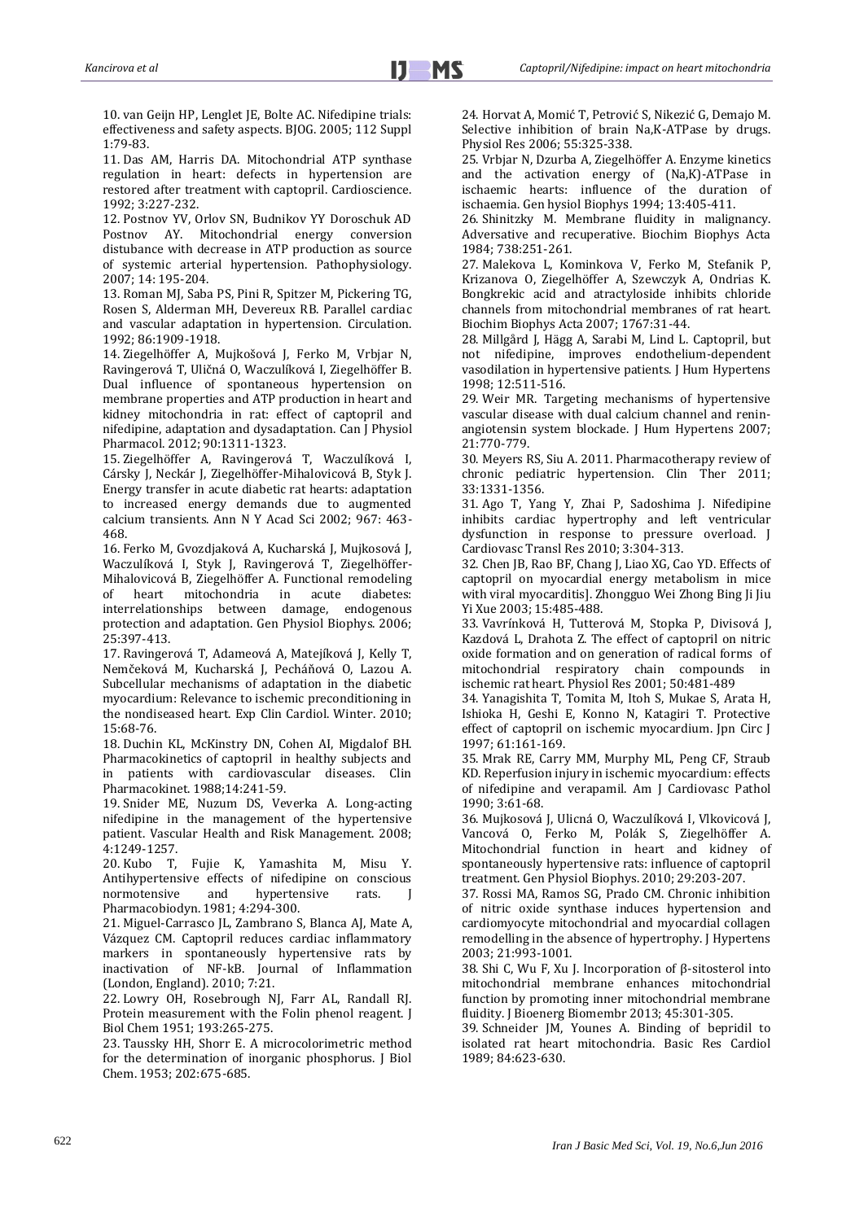10. van Geijn HP, Lenglet JE, Bolte AC. Nifedipine trials: effectiveness and safety aspects. BJOG. 2005; 112 Suppl 1:79-83.

11. Das AM, Harris DA. Mitochondrial ATP synthase regulation in heart: defects in hypertension are restored after treatment with captopril. Cardioscience. 1992; 3:227-232.

12. Postnov YV, Orlov SN, Budnikov YY Doroschuk AD Postnov AY. Mitochondrial energy conversion distubance with decrease in ATP production as source of systemic arterial hypertension. Pathophysiology. 2007; 14: 195-204.

13. Roman MJ, Saba PS, Pini R, Spitzer M, Pickering TG, Rosen S, Alderman MH, Devereux RB. Parallel cardiac and vascular adaptation in hypertension. Circulation. 1992; 86:1909-1918.

14. Ziegelhöffer A, Mujkošová J, Ferko M, Vrbjar N, Ravingerová T, Uličná O, Waczulíková I, Ziegelhöffer B. Dual influence of spontaneous hypertension on membrane properties and ATP production in heart and kidney mitochondria in rat: effect of captopril and nifedipine, adaptation and dysadaptation. Can J Physiol Pharmacol. 2012; 90:1311-1323.

15. Ziegelhöffer A, Ravingerová T, Waczulíková I, Cársky J, Neckár J, Ziegelhöffer-Mihalovicová B, Styk J. Energy transfer in acute diabetic rat hearts: adaptation to increased energy demands due to augmented calcium transients. Ann N Y Acad Sci 2002; 967: 463-468.

16. Ferko M, Gvozdjaková A, Kucharská J, Mujkosová J, Waczulíková I, Styk J, Ravingerová T, Ziegelhöffer-Mihalovicová B, Ziegelhöffer A. Functional remodeling of heart mitochondria in acute diabetes: interrelationships between damage, endogenous protection and adaptation. Gen Physiol Biophys. 2006; 25:397-413.

17. Ravingerová T, Adameová A, Matejíková J, Kelly T, Nemčeková M, Kucharská J, Pecháňová O, Lazou A. Subcellular mechanisms of adaptation in the diabetic myocardium: Relevance to ischemic preconditioning in the nondiseased heart. Exp Clin Cardiol. Winter. 2010; 15:68-76.

18. Duchin KL, McKinstry DN, Cohen AI, Migdalof BH. Pharmacokinetics of captopril in healthy subjects and in patients with cardiovascular diseases. Clin Pharmacokinet. 1988;14:241-59.

19. Snider ME, Nuzum DS, Veverka A. Long-acting nifedipine in the management of the hypertensive patient. Vascular Health and Risk Management. 2008; 4:1249-1257.

20. Kubo T, Fujie K, Yamashita M, Misu Y. Antihypertensive effects of nifedipine on conscious normotensive and hypertensive rats. J Pharmacobiodyn. 1981; 4:294-300.

21. Miguel-Carrasco JL, Zambrano S, Blanca AJ, Mate A, Vázquez CM. Captopril reduces cardiac inflammatory markers in spontaneously hypertensive rats by inactivation of NF-kB. Journal of Inflammation (London, England). 2010; 7:21.

22. Lowry OH, Rosebrough NJ, Farr AL, Randall RJ. Protein measurement with the Folin phenol reagent. J Biol Chem 1951; 193:265-275.

23. Taussky HH, Shorr E. A microcolorimetric method for the determination of inorganic phosphorus. J Biol Chem. 1953; 202:675-685.

24. Horvat A, Momić T, Petrović S, Nikezić G, Demajo M. Selective inhibition of brain Na,K-ATPase by drugs. Physiol Res 2006; 55:325-338.

25. Vrbjar N, Dzurba A, Ziegelhöffer A. Enzyme kinetics and the activation energy of (Na,K)-ATPase in ischaemic hearts: influence of the duration of ischaemia. Gen hysiol Biophys 1994; 13:405-411.

26. Shinitzky M. Membrane fluidity in malignancy. Adversative and recuperative. Biochim Biophys Acta 1984; 738:251-261.

27. Malekova L, Kominkova V, Ferko M, Stefanik P, Krizanova O, Ziegelhöffer A, Szewczyk A, Ondrias K. Bongkrekic acid and atractyloside inhibits chloride channels from mitochondrial membranes of rat heart. Biochim Biophys Acta 2007; 1767:31-44.

28. Millgård J, Hägg A, Sarabi M, Lind L. Captopril, but not nifedipine, improves endothelium-dependent vasodilation in hypertensive patients. J Hum Hypertens 1998; 12:511-516.

29. Weir MR. Targeting mechanisms of hypertensive vascular disease with dual calcium channel and renin-angiotensin system blockade. J Hum Hypertens 2007; 21:770-779.

30. Meyers RS, Siu A. 2011. Pharmacotherapy review of chronic pediatric hypertension. Clin Ther 2011; 33:1331-1356.

31. Ago T, Yang Y, Zhai P, Sadoshima J. Nifedipine inhibits cardiac hypertrophy and left ventricular dysfunction in response to pressure overload. J Cardiovasc Transl Res 2010; 3:304-313.

32. Chen JB, Rao BF, Chang J, Liao XG, Cao YD. Effects of captopril on myocardial energy metabolism in mice with viral myocarditis]. Zhongguo Wei Zhong Bing Ji Jiu Yi Xue 2003; 15:485-488.

33. Vavrínková H, Tutterová M, Stopka P, Divisová J, Kazdová L, Drahota Z. The effect of captopril on nitric oxide formation and on generation of radical forms of mitochondrial respiratory chain compounds in ischemic rat heart. Physiol Res 2001; 50:481-489

34. Yanagishita T, Tomita M, Itoh S, Mukae S, Arata H, Ishioka H, Geshi E, Konno N, Katagiri T. Protective effect of captopril on ischemic myocardium. Jpn Circ J 1997; 61:161-169.

35. Mrak RE, Carry MM, Murphy ML, Peng CF, Straub KD. Reperfusion injury in ischemic myocardium: effects of nifedipine and verapamil. Am J Cardiovasc Pathol 1990; 3:61-68.

36. Mujkosová J, Ulicná O, Waczulíková I, Vlkovicová J, Vancová O, Ferko M, Polák S, Ziegelhöffer A. Mitochondrial function in heart and kidney of spontaneously hypertensive rats: influence of captopril treatment. Gen Physiol Biophys. 2010; 29:203-207.

37. Rossi MA, Ramos SG, Prado CM. Chronic inhibition of nitric oxide synthase induces hypertension and cardiomyocyte mitochondrial and myocardial collagen remodelling in the absence of hypertrophy. J Hypertens 2003; 21:993-1001.

38. Shi C, Wu F, Xu J. Incorporation of β-sitosterol into mitochondrial membrane enhances mitochondrial function by promoting inner mitochondrial membrane fluidity. J Bioenerg Biomembr 2013; 45:301-305.

39. Schneider JM, Younes A. Binding of bepridil to isolated rat heart mitochondria. Basic Res Cardiol 1989; 84:623-630.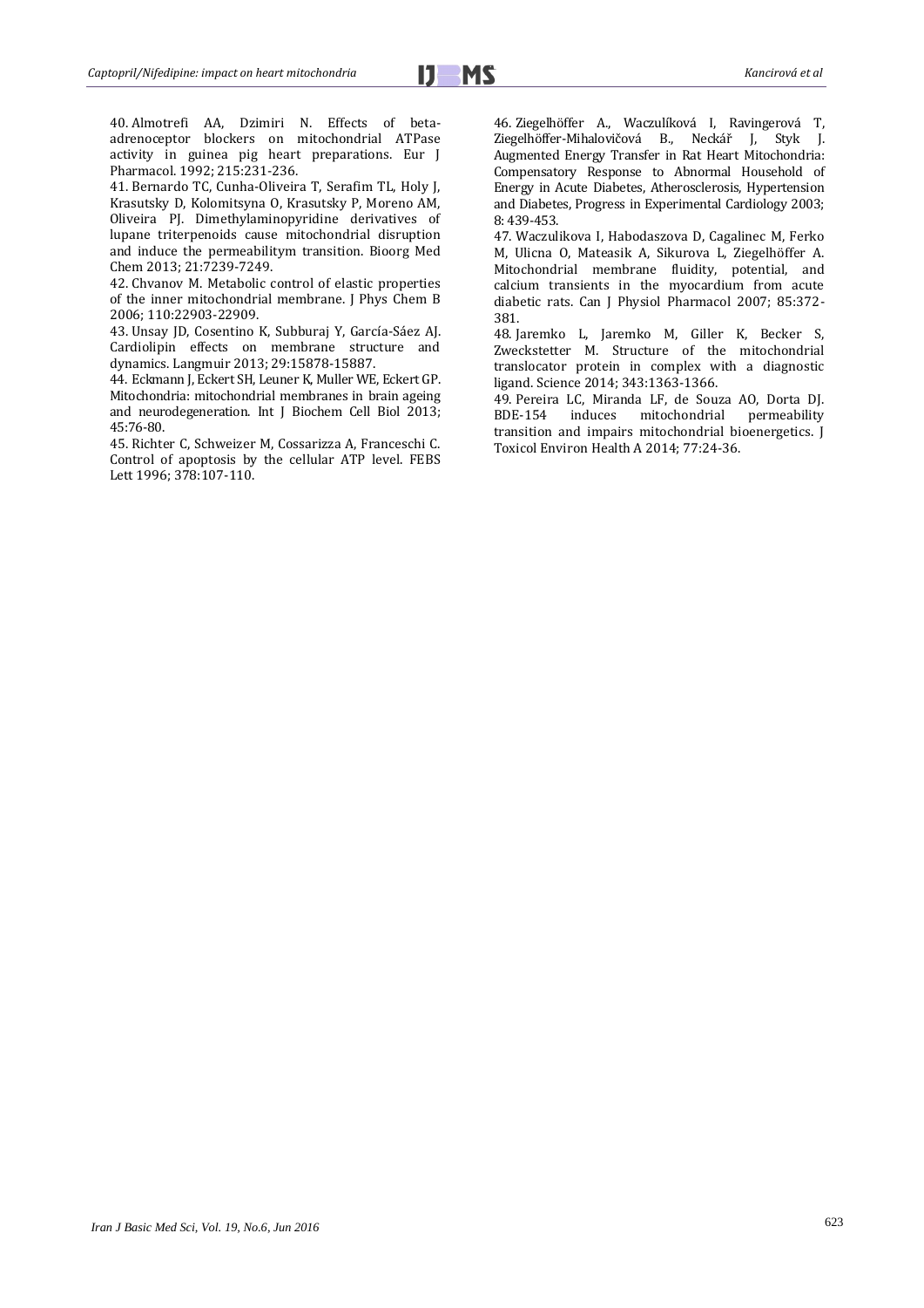40. Almotrefi AA, Dzimiri N. Effects of beta-adrenoceptor blockers on mitochondrial ATPase activity in guinea pig heart preparations. Eur J Pharmacol. 1992; 215:231-236.

41. Bernardo TC, Cunha-Oliveira T, Serafim TL, Holy J, Krasutsky D, Kolomitsyna O, Krasutsky P, Moreno AM, Oliveira PJ. Dimethylaminopyridine derivatives of lupane triterpenoids cause mitochondrial disruption and induce the permeabilitym transition. Bioorg Med Chem 2013; 21:7239-7249.

42. Chvanov M. Metabolic control of elastic properties of the inner mitochondrial membrane. J Phys Chem B 2006; 110:22903-22909.

43. Unsay JD, Cosentino K, Subburaj Y, García-Sáez AJ. Cardiolipin effects on membrane structure and dynamics. Langmuir 2013; 29:15878-15887.

44. Eckmann J, Eckert SH, Leuner K, Muller WE, Eckert GP. Mitochondria: mitochondrial membranes in brain ageing and neurodegeneration. Int J Biochem Cell Biol 2013; 45:76-80.

45. Richter C, Schweizer M, Cossarizza A, Franceschi C. Control of apoptosis by the cellular ATP level. FEBS Lett 1996; 378:107-110.

46. Ziegelhöffer A., Waczulíková I, Ravingerová T, Ziegelhöffer-Mihalovičová B., Neckář J, Styk J. Augmented Energy Transfer in Rat Heart Mitochondria: Compensatory Response to Abnormal Household of Energy in Acute Diabetes, Atherosclerosis, Hypertension and Diabetes, Progress in Experimental Cardiology 2003; 8: 439-453.

47. Waczulikova I, Habodaszova D, Cagalinec M, Ferko M, Ulicna O, Mateasik A, Sikurova L, Ziegelhöffer A. Mitochondrial membrane fluidity, potential, and calcium transients in the myocardium from acute diabetic rats. Can J Physiol Pharmacol 2007; 85:372-381.

48. Jaremko L, Jaremko M, Giller K, Becker S, Zweckstetter M. Structure of the mitochondrial translocator protein in complex with a diagnostic ligand. Science 2014; 343:1363-1366.

49. Pereira LC, Miranda LF, de Souza AO, Dorta DJ. BDE-154 induces mitochondrial permeability transition and impairs mitochondrial bioenergetics. J Toxicol Environ Health A 2014; 77:24-36.